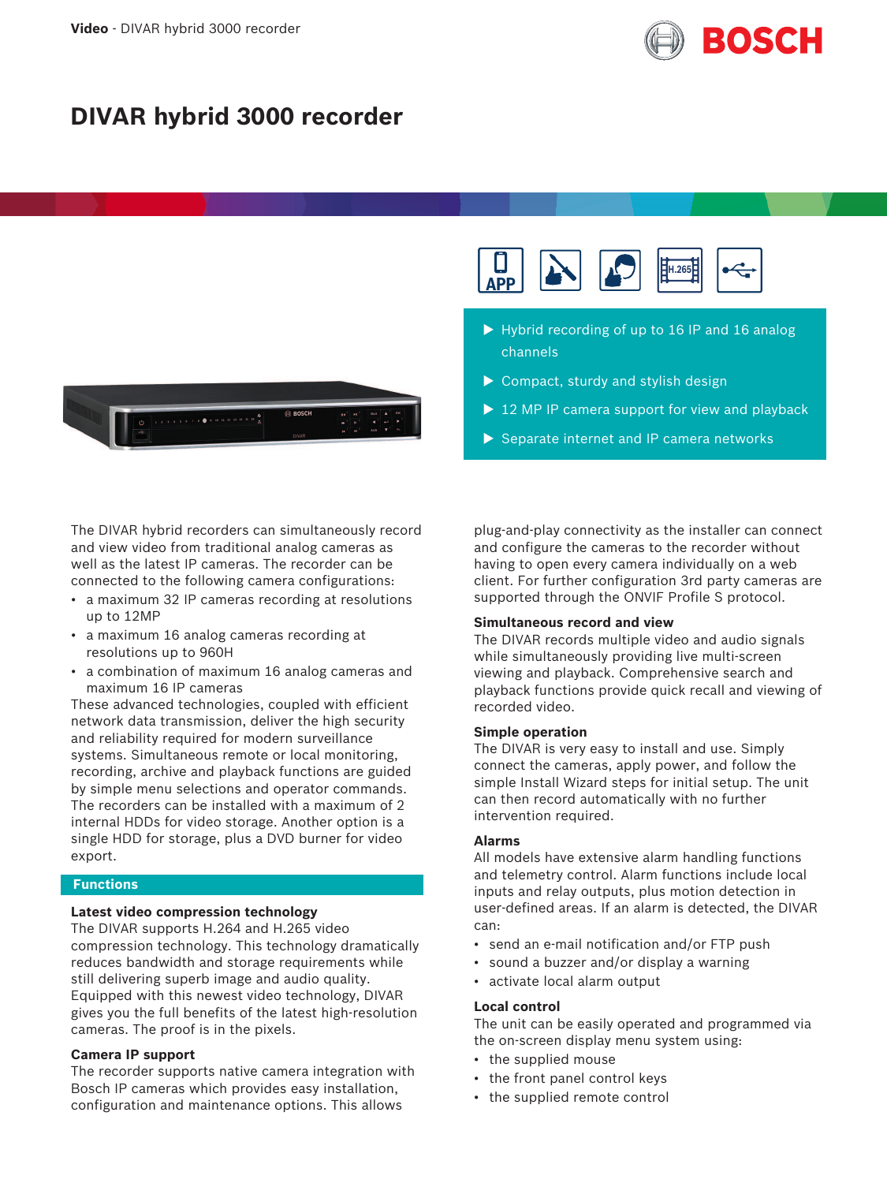# DIVAR hybrid 3000 recorder

- Hybrid recording of up to 16 IP and 16 analog channels
- Compact, sturdy and stylish design
- 12 MP IP camera support for view and playback
- Separate internet and IP camera networks

The DIVAR hybrid recorders can simultaneously record and view video from traditional analog cameras as well as the latest IP cameras. The recorder can be connected to the following camera configurations:

- a maximum 32 IP cameras recording at resolutions up to 12MP
- a maximum 16 analog cameras recording at resolutions up to 960H
- a combination of maximum 16 analog cameras and maximum 16 IP cameras

These advanced technologies, coupled with efficient network data transmission, deliver the high security and reliability required for modern surveillance systems. Simultaneous remote or local monitoring, recording, archive and playback functions are guided by simple menu selections and operator commands. The recorders can be installed with a maximum of 2 internal HDDs for video storage. Another option is a single HDD for storage, plus a DVD burner for video export.

## Functions

### Latest video compression technology

The DIVAR supports H.264 and H.265 video compression technology. This technology dramatically reduces bandwidth and storage requirements while still delivering superb image and audio quality. Equipped with this newest video technology, DIVAR gives you the full benefits of the latest high-resolution cameras. The proof is in the pixels.

### Camera IP support

The recorder supports native camera integration with Bosch IP cameras which provides easy installation, configuration and maintenance options. This allows plug-and-play connectivity as the installer can connect and configure the cameras to the recorder without having to open every camera individually on a web client. For further configuration 3rd party cameras are supported through the ONVIF Profile S protocol.

### Simultaneous record and view

The DIVAR records multiple video and audio signals while simultaneously providing live multi-screen viewing and playback. Comprehensive search and playback functions provide quick recall and viewing of recorded video.

### Simple operation

The DIVAR is very easy to install and use. Simply connect the cameras, apply power, and follow the simple Install Wizard steps for initial setup. The unit can then record automatically with no further intervention required.

### Alarms

All models have extensive alarm handling functions and telemetry control. Alarm functions include local inputs and relay outputs, plus motion detection in user-defined areas. If an alarm is detected, the DIVAR can:

- send an e-mail notification and/or FTP push
- sound a buzzer and/or display a warning
- activate local alarm output

### Local control

The unit can be easily operated and programmed via the on-screen display menu system using:

- the supplied mouse
- the front panel control keys
- the supplied remote control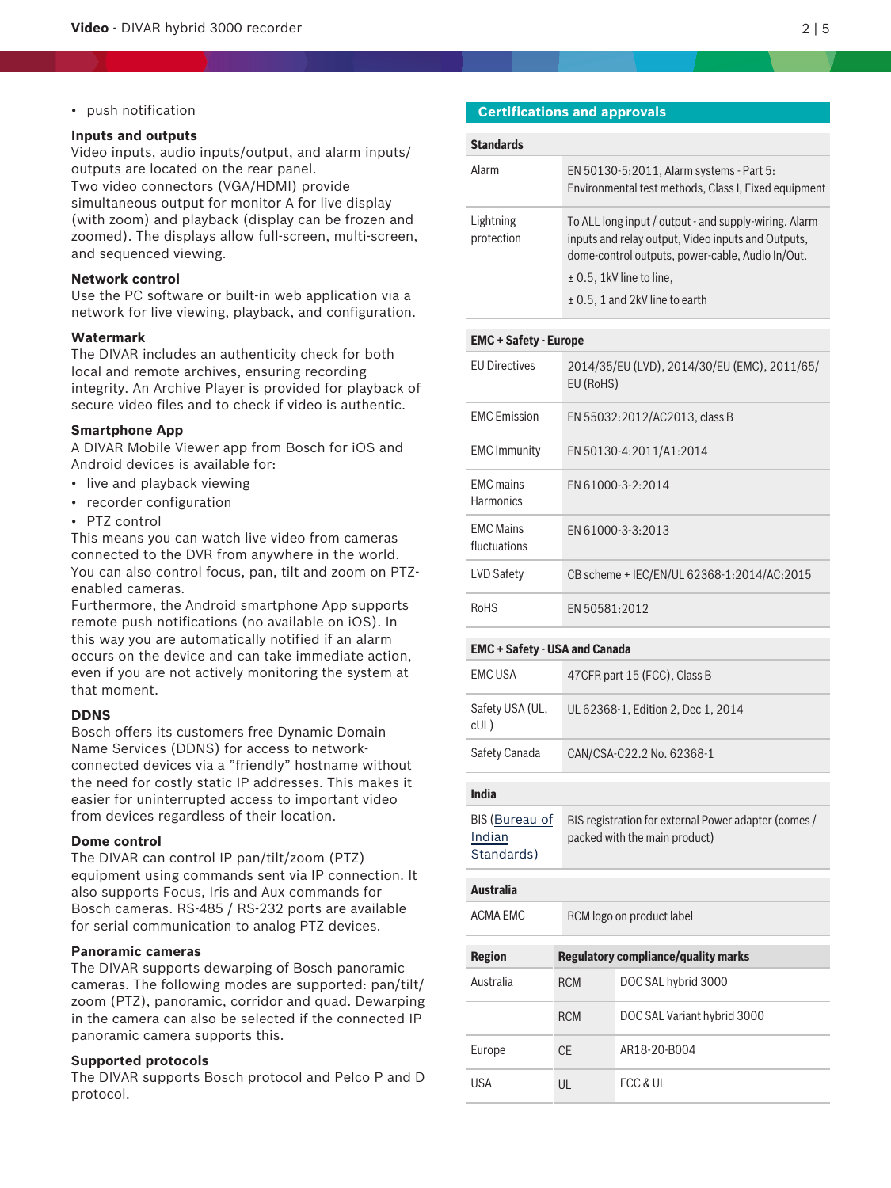- push notification

### Inputs and outputs

Video inputs, audio inputs/output, and alarm inputs/outputs are located on the rear panel.
Two video connectors (VGA/HDMI) provide simultaneous output for monitor A for live display (with zoom) and playback (display can be frozen and zoomed). The displays allow full-screen, multi-screen, and sequenced viewing.

### Network control

Use the PC software or built-in web application via a network for live viewing, playback, and configuration.

### Watermark

The DIVAR includes an authenticity check for both local and remote archives, ensuring recording integrity. An Archive Player is provided for playback of secure video files and to check if video is authentic.

### Smartphone App

A DIVAR Mobile Viewer app from Bosch for iOS and Android devices is available for:

- live and playback viewing
- recorder configuration
- PTZ control

This means you can watch live video from cameras connected to the DVR from anywhere in the world. You can also control focus, pan, tilt and zoom on PTZ-enabled cameras.
Furthermore, the Android smartphone App supports remote push notifications (no available on iOS). In this way you are automatically notified if an alarm occurs on the device and can take immediate action, even if you are not actively monitoring the system at that moment.

### DDNS

Bosch offers its customers free Dynamic Domain Name Services (DDNS) for access to network-connected devices via a ”friendly” hostname without the need for costly static IP addresses. This makes it easier for uninterrupted access to important video from devices regardless of their location.

### Dome control

The DIVAR can control IP pan/tilt/zoom (PTZ) equipment using commands sent via IP connection. It also supports Focus, Iris and Aux commands for Bosch cameras. RS-485 / RS-232 ports are available for serial communication to analog PTZ devices.

### Panoramic cameras

The DIVAR supports dewarping of Bosch panoramic cameras. The following modes are supported: pan/tilt/zoom (PTZ), panoramic, corridor and quad. Dewarping in the camera can also be selected if the connected IP panoramic camera supports this.

### Supported protocols

The DIVAR supports Bosch protocol and Pelco P and D protocol.

## Certifications and approvals

| Standards | |
|---|---|
| Alarm | EN 50130-5:2011, Alarm systems - Part 5: Environmental test methods, Class I, Fixed equipment |
| Lightning protection | To ALL long input / output - and supply-wiring. Alarm inputs and relay output, Video inputs and Outputs, dome-control outputs, power-cable, Audio In/Out.<br>± 0.5, 1kV line to line,<br>± 0.5, 1 and 2kV line to earth |

| EMC + Safety - Europe | |
|---|---|
| EU Directives | 2014/35/EU (LVD), 2014/30/EU (EMC), 2011/65/EU (RoHS) |
| EMC Emission | EN 55032:2012/AC2013, class B |
| EMC Immunity | EN 50130-4:2011/A1:2014 |
| EMC mains Harmonics | EN 61000-3-2:2014 |
| EMC Mains fluctuations | EN 61000-3-3:2013 |
| LVD Safety | CB scheme + IEC/EN/UL 62368-1:2014/AC:2015 |
| RoHS | EN 50581:2012 |

| EMC + Safety - USA and Canada | |
|---|---|
| EMC USA | 47CFR part 15 (FCC), Class B |
| Safety USA (UL, cUL) | UL 62368-1, Edition 2, Dec 1, 2014 |
| Safety Canada | CAN/CSA-C22.2 No. 62368-1 |

| India | |
|---|---|
| BIS (Bureau of Indian Standards) | BIS registration for external Power adapter (comes / packed with the main product) |

| Australia | |
|---|---|
| ACMA EMC | RCM logo on product label |

| Region | Regulatory compliance/quality marks | |
|---|---|---|
| Australia | RCM | DOC SAL hybrid 3000 |
| | RCM | DOC SAL Variant hybrid 3000 |
| Europe | CE | AR18-20-B004 |
| USA | UL | FCC & UL |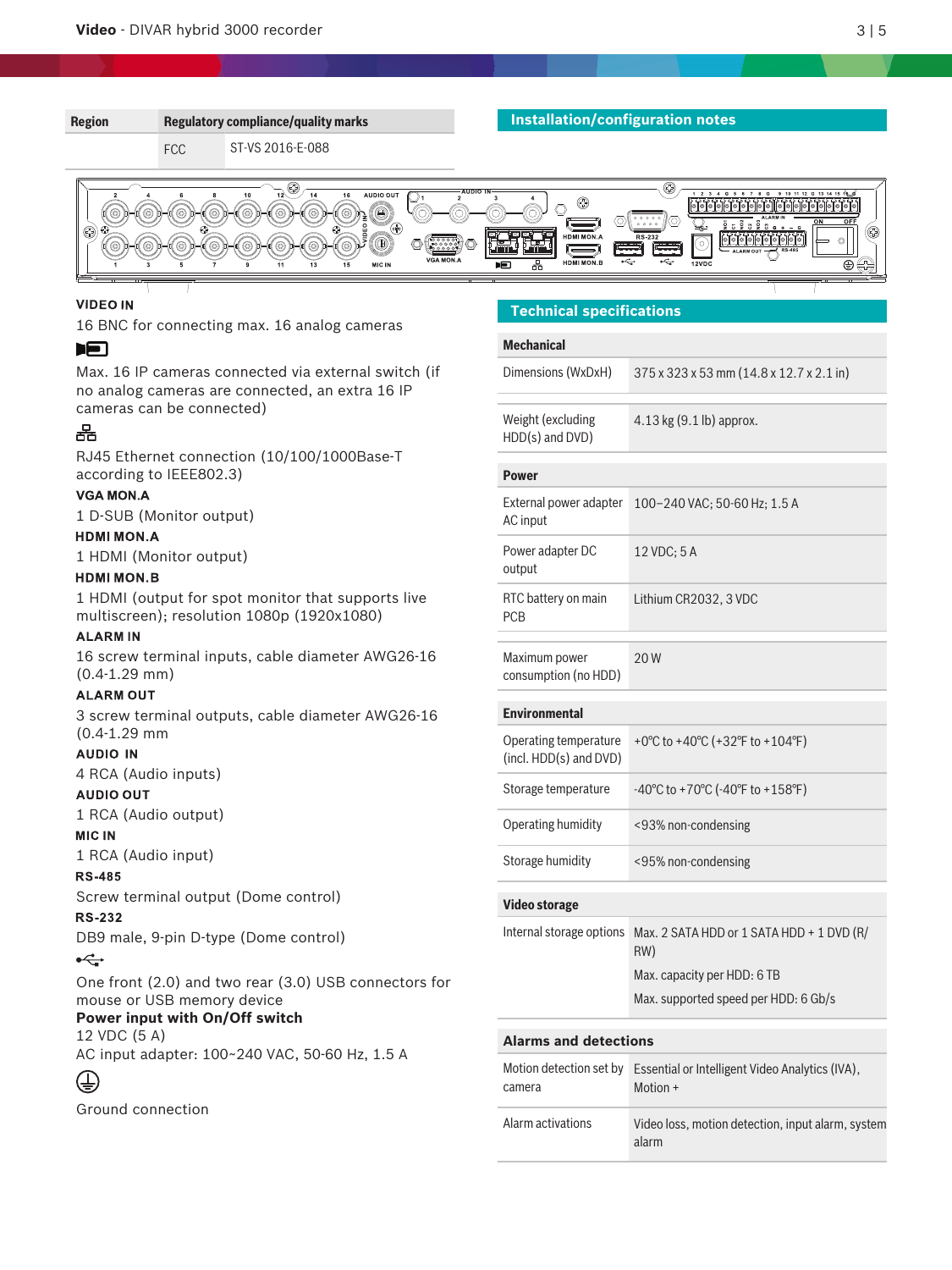| Region | Regulatory compliance/quality marks | |
|---|---|---|
| | FCC | ST-VS 2016-E-088 |

## Installation/configuration notes

**VIDEO IN**

16 BNC for connecting max. 16 analog cameras

Max. 16 IP cameras connected via external switch (if no analog cameras are connected, an extra 16 IP cameras can be connected)

RJ45 Ethernet connection (10/100/1000Base-T according to IEEE802.3)

**VGA MON.A**

1 D-SUB (Monitor output)

**HDMI MON.A**

1 HDMI (Monitor output)

**HDMI MON.B**

1 HDMI (output for spot monitor that supports live multiscreen); resolution 1080p (1920x1080)

**ALARM IN**

16 screw terminal inputs, cable diameter AWG26-16 (0.4-1.29 mm)

**ALARM OUT**

3 screw terminal outputs, cable diameter AWG26-16 (0.4-1.29 mm

**AUDIO IN**

4 RCA (Audio inputs)

**AUDIO OUT**

1 RCA (Audio output)

**MIC IN**

1 RCA (Audio input)

**RS-485**

Screw terminal output (Dome control)

**RS-232**

DB9 male, 9-pin D-type (Dome control)

One front (2.0) and two rear (3.0) USB connectors for mouse or USB memory device

**Power input with On/Off switch**
12 VDC (5 A)
AC input adapter: 100~240 VAC, 50-60 Hz, 1.5 A

Ground connection

## Technical specifications

| **Mechanical** | |
|---|---|
| Dimensions (WxDxH) | 375 x 323 x 53 mm (14.8 x 12.7 x 2.1 in) |
| Weight (excluding HDD(s) and DVD) | 4.13 kg (9.1 lb) approx. |

| **Power** | |
|---|---|
| External power adapter AC input | 100–240 VAC; 50-60 Hz; 1.5 A |
| Power adapter DC output | 12 VDC; 5 A |
| RTC battery on main PCB | Lithium CR2032, 3 VDC |
| Maximum power consumption (no HDD) | 20 W |

| **Environmental** | |
|---|---|
| Operating temperature (incl. HDD(s) and DVD) | +0°C to +40°C (+32°F to +104°F) |
| Storage temperature | -40°C to +70°C (-40°F to +158°F) |
| Operating humidity | <93% non-condensing |
| Storage humidity | <95% non-condensing |

| **Video storage** | |
|---|---|
| Internal storage options | Max. 2 SATA HDD or 1 SATA HDD + 1 DVD (R/RW)<br>Max. capacity per HDD: 6 TB<br>Max. supported speed per HDD: 6 Gb/s |

| **Alarms and detections** | |
|---|---|
| Motion detection set by camera | Essential or Intelligent Video Analytics (IVA), Motion + |
| Alarm activations | Video loss, motion detection, input alarm, system alarm |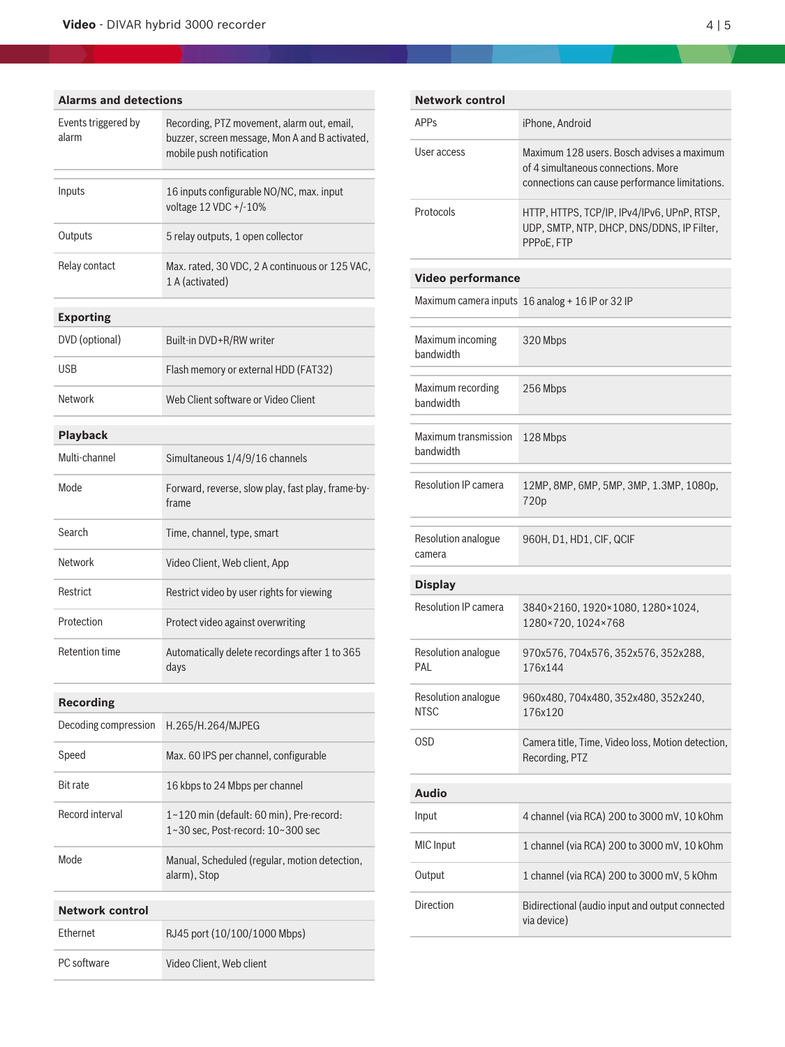| Alarms and detections | |
|---|---|
| Events triggered by alarm | Recording, PTZ movement, alarm out, email, buzzer, screen message, Mon A and B activated, mobile push notification |
| Inputs | 16 inputs configurable NO/NC, max. input voltage 12 VDC +/-10% |
| Outputs | 5 relay outputs, 1 open collector |
| Relay contact | Max. rated, 30 VDC, 2 A continuous or 125 VAC, 1 A (activated) |

| Exporting | |
|---|---|
| DVD (optional) | Built-in DVD+R/RW writer |
| USB | Flash memory or external HDD (FAT32) |
| Network | Web Client software or Video Client |

| Playback | |
|---|---|
| Multi-channel | Simultaneous 1/4/9/16 channels |
| Mode | Forward, reverse, slow play, fast play, frame-by-frame |
| Search | Time, channel, type, smart |
| Network | Video Client, Web client, App |
| Restrict | Restrict video by user rights for viewing |
| Protection | Protect video against overwriting |
| Retention time | Automatically delete recordings after 1 to 365 days |

| Recording | |
|---|---|
| Decoding compression | H.265/H.264/MJPEG |
| Speed | Max. 60 IPS per channel, configurable |
| Bit rate | 16 kbps to 24 Mbps per channel |
| Record interval | 1~120 min (default: 60 min), Pre-record: 1~30 sec, Post-record: 10~300 sec |
| Mode | Manual, Scheduled (regular, motion detection, alarm), Stop |

| Network control | |
|---|---|
| Ethernet | RJ45 port (10/100/1000 Mbps) |
| PC software | Video Client, Web client |
| APPs | iPhone, Android |
| User access | Maximum 128 users. Bosch advises a maximum of 4 simultaneous connections. More connections can cause performance limitations. |
| Protocols | HTTP, HTTPS, TCP/IP, IPv4/IPv6, UPnP, RTSP, UDP, SMTP, NTP, DHCP, DNS/DDNS, IP Filter, PPPoE, FTP |

| Video performance | |
|---|---|
| Maximum camera inputs | 16 analog + 16 IP or 32 IP |
| Maximum incoming bandwidth | 320 Mbps |
| Maximum recording bandwidth | 256 Mbps |
| Maximum transmission bandwidth | 128 Mbps |
| Resolution IP camera | 12MP, 8MP, 6MP, 5MP, 3MP, 1.3MP, 1080p, 720p |
| Resolution analogue camera | 960H, D1, HD1, CIF, QCIF |

| Display | |
|---|---|
| Resolution IP camera | 3840×2160, 1920×1080, 1280×1024, 1280×720, 1024×768 |
| Resolution analogue PAL | 970x576, 704x576, 352x576, 352x288, 176x144 |
| Resolution analogue NTSC | 960x480, 704x480, 352x480, 352x240, 176x120 |
| OSD | Camera title, Time, Video loss, Motion detection, Recording, PTZ |

| Audio | |
|---|---|
| Input | 4 channel (via RCA) 200 to 3000 mV, 10 kOhm |
| MIC Input | 1 channel (via RCA) 200 to 3000 mV, 10 kOhm |
| Output | 1 channel (via RCA) 200 to 3000 mV, 5 kOhm |
| Direction | Bidirectional (audio input and output connected via device) |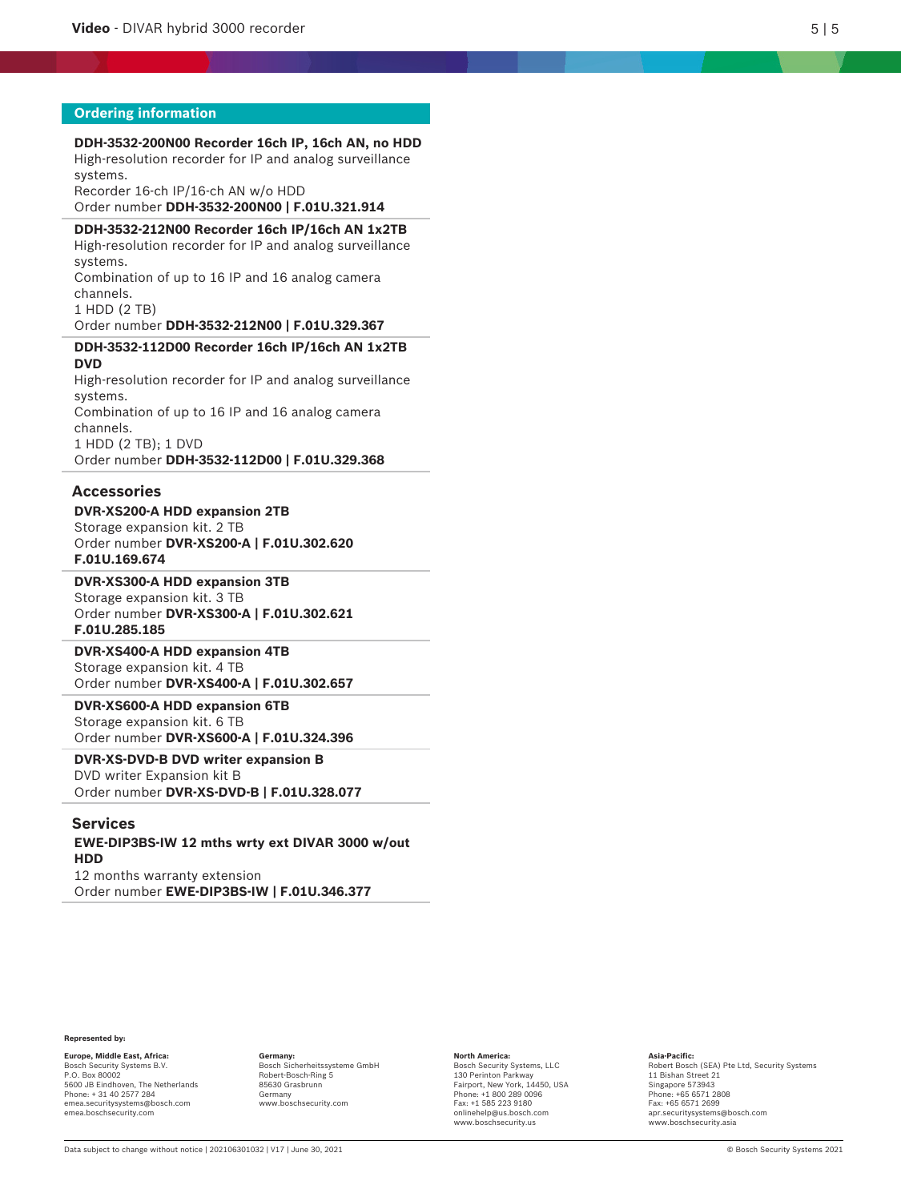## Ordering information

**DDH-3532-200N00 Recorder 16ch IP, 16ch AN, no HDD**
High-resolution recorder for IP and analog surveillance systems.
Recorder 16-ch IP/16-ch AN w/o HDD
Order number **DDH-3532-200N00 | F.01U.321.914**

**DDH-3532-212N00 Recorder 16ch IP/16ch AN 1x2TB**
High-resolution recorder for IP and analog surveillance systems.
Combination of up to 16 IP and 16 analog camera channels.
1 HDD (2 TB)
Order number **DDH-3532-212N00 | F.01U.329.367**

**DDH-3532-112D00 Recorder 16ch IP/16ch AN 1x2TB DVD**
High-resolution recorder for IP and analog surveillance systems.
Combination of up to 16 IP and 16 analog camera channels.
1 HDD (2 TB); 1 DVD
Order number **DDH-3532-112D00 | F.01U.329.368**

### Accessories

**DVR-XS200-A HDD expansion 2TB**
Storage expansion kit. 2 TB
Order number **DVR-XS200-A | F.01U.302.620 F.01U.169.674**

**DVR-XS300-A HDD expansion 3TB**
Storage expansion kit. 3 TB
Order number **DVR-XS300-A | F.01U.302.621 F.01U.285.185**

**DVR-XS400-A HDD expansion 4TB**
Storage expansion kit. 4 TB
Order number **DVR-XS400-A | F.01U.302.657**

**DVR-XS600-A HDD expansion 6TB**
Storage expansion kit. 6 TB
Order number **DVR-XS600-A | F.01U.324.396**

**DVR-XS-DVD-B DVD writer expansion B**
DVD writer Expansion kit B
Order number **DVR-XS-DVD-B | F.01U.328.077**

### Services

**EWE-DIP3BS-IW 12 mths wrty ext DIVAR 3000 w/out HDD**
12 months warranty extension
Order number **EWE-DIP3BS-IW | F.01U.346.377**

**Represented by:**

**Europe, Middle East, Africa:**
Bosch Security Systems B.V.
P.O. Box 80002
5600 JB Eindhoven, The Netherlands
Phone: + 31 40 2577 284
emea.securitysystems@bosch.com
emea.boschsecurity.com

**Germany:**
Bosch Sicherheitssysteme GmbH
Robert-Bosch-Ring 5
85630 Grasbrunn
Germany
www.boschsecurity.com

**North America:**
Bosch Security Systems, LLC
130 Perinton Parkway
Fairport, New York, 14450, USA
Phone: +1 800 289 0096
Fax: +1 585 223 9180
onlinehelp@us.bosch.com
www.boschsecurity.us

**Asia-Pacific:**
Robert Bosch (SEA) Pte Ltd, Security Systems
11 Bishan Street 21
Singapore 573943
Phone: +65 6571 2808
Fax: +65 6571 2699
apr.securitysystems@bosch.com
www.boschsecurity.asia

Data subject to change without notice | 202106301032 | V17 | June 30, 2021

© Bosch Security Systems 2021